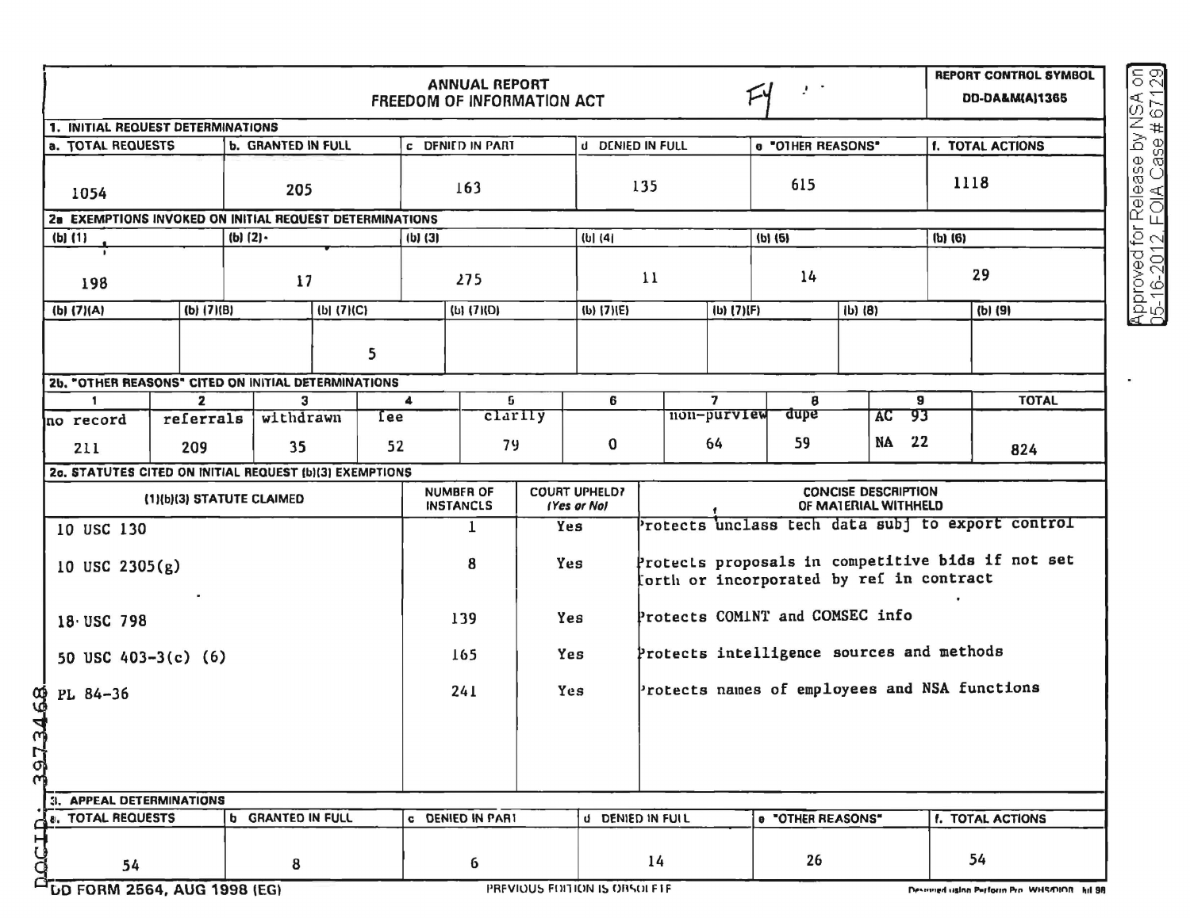# ANNUAL REPORT
## FREEDOM OF INFORMATION ACT

FY

REPORT CONTROL SYMBOL
DD-DA&M(A)1365

Approved for Release by NSA on 05-16-2012, FOIA Case # 67129

### 1. INITIAL REQUEST DETERMINATIONS

| a. TOTAL REQUESTS | b. GRANTED IN FULL | c. DENIED IN PART | d. DENIED IN FULL | e. "OTHER REASONS" | f. TOTAL ACTIONS |
|---|---|---|---|---|---|
| 1054 | 205 | 163 | 135 | 615 | 1118 |

### 2a. EXEMPTIONS INVOKED ON INITIAL REQUEST DETERMINATIONS

| (b) (1) | (b) (2) | (b) (3) | (b) (4) | (b) (5) | (b) (6) |
|---|---|---|---|---|---|
| 198 | 17 | 275 | 11 | 14 | 29 |

| (b) (7)(A) | (b) (7)(B) | (b) (7)(C) | (b) (7)(D) | (b) (7)(E) | (b) (7)(F) | (b) (8) | (b) (9) |
|---|---|---|---|---|---|---|---|
| | | 5 | | | | | |

### 2b. "OTHER REASONS" CITED ON INITIAL DETERMINATIONS

| 1 | 2 | 3 | 4 | 5 | 6 | 7 | 8 | 9 | TOTAL |
|---|---|---|---|---|---|---|---|---|---|
| no record | referrals | withdrawn | fee | clarify | | non-purview | dupe | AC 93 | |
| 211 | 209 | 35 | 52 | 79 | 0 | 64 | 59 | NA 22 | 824 |

### 2c. STATUTES CITED ON INITIAL REQUEST (b)(3) EXEMPTIONS

| (1)(b)(3) STATUTE CLAIMED | NUMBER OF INSTANCES | COURT UPHELD? (Yes or No) | CONCISE DESCRIPTION OF MATERIAL WITHHELD |
|---|---|---|---|
| 10 USC 130 | 1 | Yes | Protects unclass tech data subj to export control |
| 10 USC 2305(g) | 8 | Yes | Protects proposals in competitive bids if not set forth or incorporated by ref in contract |
| 18 USC 798 | 139 | Yes | Protects COMINT and COMSEC info |
| 50 USC 403-3(c) (6) | 165 | Yes | Protects intelligence sources and methods |
| PL 84-36 | 241 | Yes | Protects names of employees and NSA functions |

### 3. APPEAL DETERMINATIONS

| a. TOTAL REQUESTS | b. GRANTED IN FULL | c. DENIED IN PART | d. DENIED IN FULL | e. "OTHER REASONS" | f. TOTAL ACTIONS |
|---|---|---|---|---|---|
| 54 | 8 | 6 | 14 | 26 | 54 |

DOCID: 3973468

DD FORM 2564, AUG 1998 (EG) — PREVIOUS EDITION IS OBSOLETE — Designed using Perform Pro, WHS/DIOR, Jul 98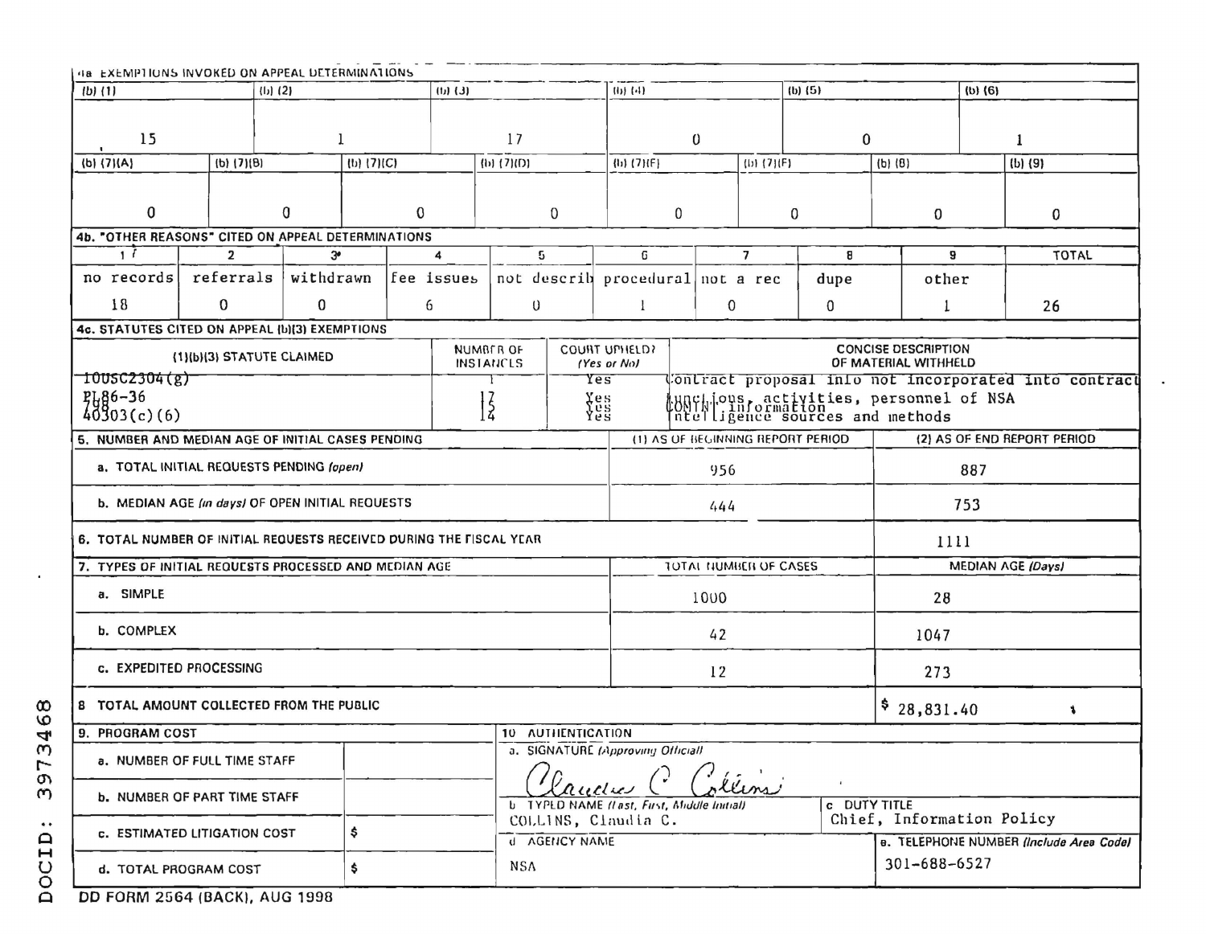## 4a. EXEMPTIONS INVOKED ON APPEAL DETERMINATIONS

| (b) (1) | (b) (2) | (b) (3) | (b) (4) | (b) (5) | (b) (6) |
|---|---|---|---|---|---|
| 15 | 1 | 17 | 0 | 0 | 1 |

| (b) (7)(A) | (b) (7)(B) | (b) (7)(C) | (b) (7)(D) | (b) (7)(E) | (b) (7)(F) | (b) (8) | (b) (9) |
|---|---|---|---|---|---|---|---|
| 0 | 0 | 0 | 0 | 0 | 0 | 0 | 0 |

## 4b. "OTHER REASONS" CITED ON APPEAL DETERMINATIONS

| 1 | 2 | 3* | 4 | 5 | 6 | 7 | 8 | 9 | TOTAL |
|---|---|---|---|---|---|---|---|---|---|
| no records | referrals | withdrawn | fee issues | not describ | procedural | not a rec | dupe | other | |
| 18 | 0 | 0 | 6 | 0 | 1 | 0 | 0 | 1 | 26 |

## 4c. STATUTES CITED ON APPEAL (b)(3) EXEMPTIONS

| (1)(b)(3) STATUTE CLAIMED | NUMBER OF INSTANCES | COURT UPHELD? (Yes or No) | CONCISE DESCRIPTION OF MATERIAL WITHHELD |
|---|---|---|---|
| 10USC2304(g) | 1 | Yes | Contract proposal info not incorporated into contract |
| PL86-36 | 17 | Yes | functions, activities, personnel of NSA |
| 798 | 5 | Yes | COMINT information |
| 403(c)(6) | 14 | Yes | intelligence sources and methods |

## 5. NUMBER AND MEDIAN AGE OF INITIAL CASES PENDING

| | (1) AS OF BEGINNING REPORT PERIOD | (2) AS OF END REPORT PERIOD |
|---|---|---|
| a. TOTAL INITIAL REQUESTS PENDING *(open)* | 956 | 887 |
| b. MEDIAN AGE *(in days)* OF OPEN INITIAL REQUESTS | 444 | 753 |

## 6. TOTAL NUMBER OF INITIAL REQUESTS RECEIVED DURING THE FISCAL YEAR

1111

## 7. TYPES OF INITIAL REQUESTS PROCESSED AND MEDIAN AGE

| | TOTAL NUMBER OF CASES | MEDIAN AGE *(Days)* |
|---|---|---|
| a. SIMPLE | 1000 | 28 |
| b. COMPLEX | 42 | 1047 |
| c. EXPEDITED PROCESSING | 12 | 273 |

## 8. TOTAL AMOUNT COLLECTED FROM THE PUBLIC

$ 28,831.40

## 9. PROGRAM COST

| | |
|---|---|
| a. NUMBER OF FULL TIME STAFF | |
| b. NUMBER OF PART TIME STAFF | |
| c. ESTIMATED LITIGATION COST | $ |
| d. TOTAL PROGRAM COST | $ |

## 10. AUTHENTICATION

a. SIGNATURE *(Approving Official)*: Claudia C. Collins

b. TYPED NAME *(Last, First, Middle Initial)*: COLLINS, Claudia C.

c. DUTY TITLE: Chief, Information Policy

d. AGENCY NAME: NSA

e. TELEPHONE NUMBER *(Include Area Code)*: 301-688-6527

DD FORM 2564 (BACK), AUG 1998

DOCID: 3973468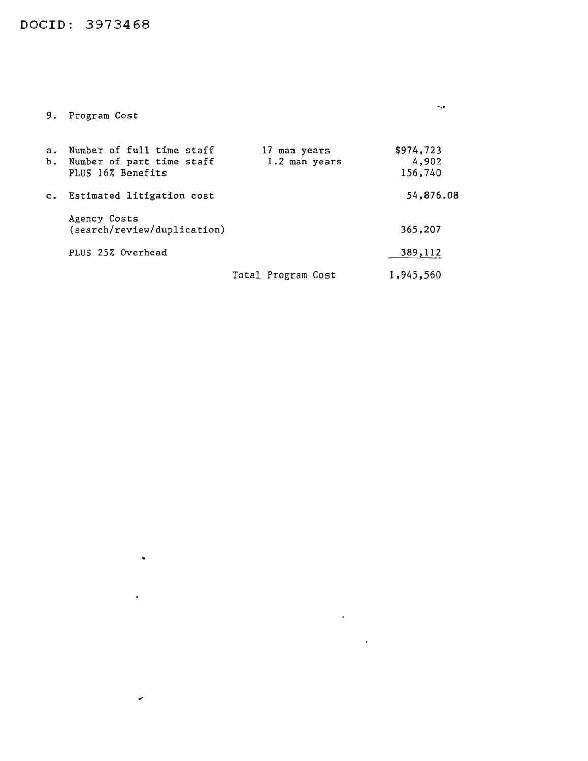DOCID: 3973468

9. Program Cost

| | | | |
|---|---|---|---|
| a. | Number of full time staff | 17 man years | $974,723 |
| b. | Number of part time staff | 1.2 man years | 4,902 |
| | PLUS 16% Benefits | | 156,740 |
| c. | Estimated litigation cost | | 54,876.08 |
| | Agency Costs (search/review/duplication) | | 365,207 |
| | PLUS 25% Overhead | | 389,112 |
| | | Total Program Cost | 1,945,560 |